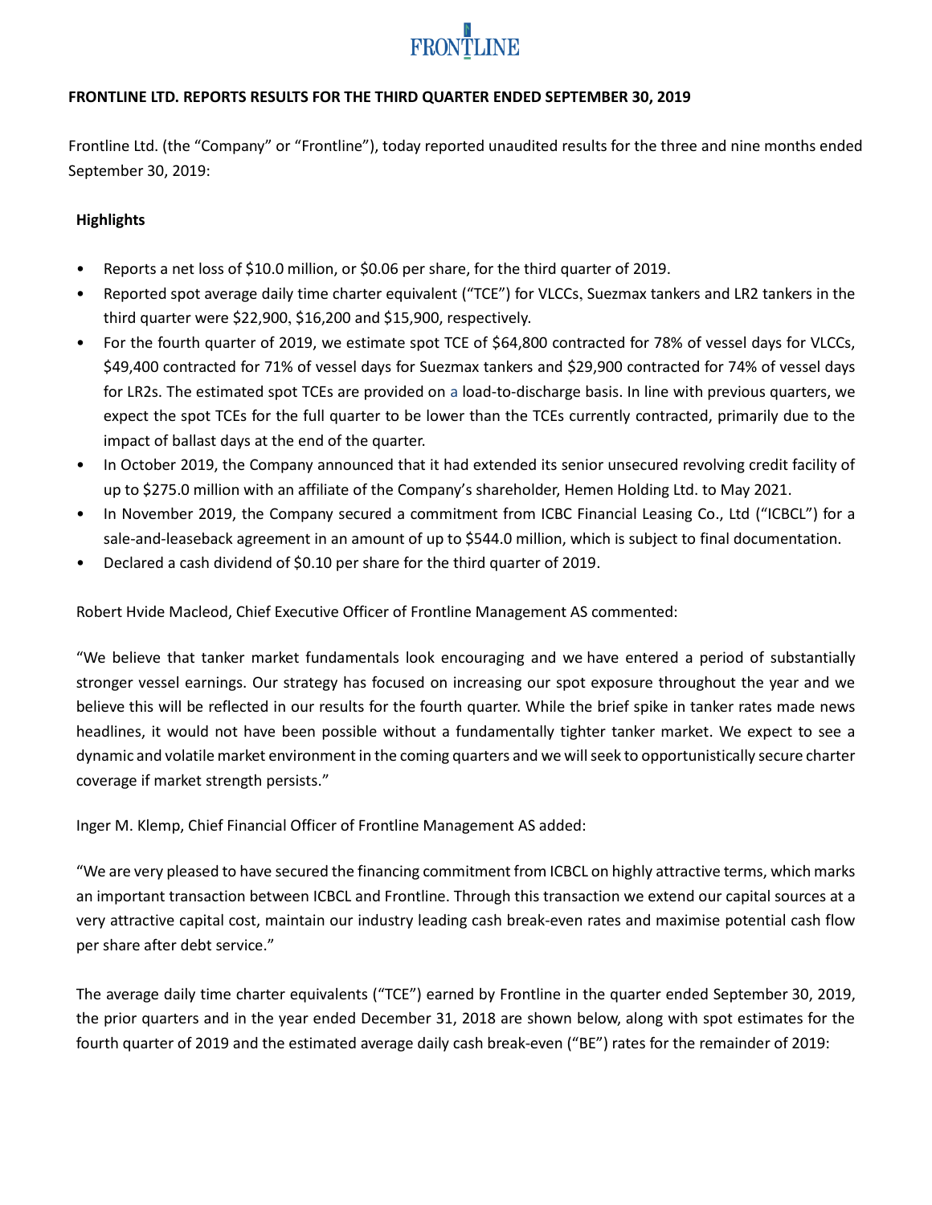**FRONTLINE LTD. REPORTS RESULTS FOR THE THIRD QUARTER ENDED SEPTEMBER 30, 2019**

Frontline Ltd. (the "Company" or "Frontline"), today reported unaudited results for the three and nine months ended September 30, 2019:

**Highlights**

- Reports a net loss of $10.0 million, or $0.06 per share, for the third quarter of 2019.
- Reported spot average daily time charter equivalent ("TCE") for VLCCs, Suezmax tankers and LR2 tankers in the third quarter were $22,900, $16,200 and $15,900, respectively.
- For the fourth quarter of 2019, we estimate spot TCE of $64,800 contracted for 78% of vessel days for VLCCs, $49,400 contracted for 71% of vessel days for Suezmax tankers and $29,900 contracted for 74% of vessel days for LR2s. The estimated spot TCEs are provided on a load-to-discharge basis. In line with previous quarters, we expect the spot TCEs for the full quarter to be lower than the TCEs currently contracted, primarily due to the impact of ballast days at the end of the quarter.
- In October 2019, the Company announced that it had extended its senior unsecured revolving credit facility of up to $275.0 million with an affiliate of the Company's shareholder, Hemen Holding Ltd. to May 2021.
- In November 2019, the Company secured a commitment from ICBC Financial Leasing Co., Ltd ("ICBCL") for a sale-and-leaseback agreement in an amount of up to $544.0 million, which is subject to final documentation.
- Declared a cash dividend of $0.10 per share for the third quarter of 2019.

Robert Hvide Macleod, Chief Executive Officer of Frontline Management AS commented:

"We believe that tanker market fundamentals look encouraging and we have entered a period of substantially stronger vessel earnings. Our strategy has focused on increasing our spot exposure throughout the year and we believe this will be reflected in our results for the fourth quarter. While the brief spike in tanker rates made news headlines, it would not have been possible without a fundamentally tighter tanker market. We expect to see a dynamic and volatile market environment in the coming quarters and we will seek to opportunistically secure charter coverage if market strength persists."

Inger M. Klemp, Chief Financial Officer of Frontline Management AS added:

"We are very pleased to have secured the financing commitment from ICBCL on highly attractive terms, which marks an important transaction between ICBCL and Frontline. Through this transaction we extend our capital sources at a very attractive capital cost, maintain our industry leading cash break-even rates and maximise potential cash flow per share after debt service."

The average daily time charter equivalents ("TCE") earned by Frontline in the quarter ended September 30, 2019, the prior quarters and in the year ended December 31, 2018 are shown below, along with spot estimates for the fourth quarter of 2019 and the estimated average daily cash break-even ("BE") rates for the remainder of 2019: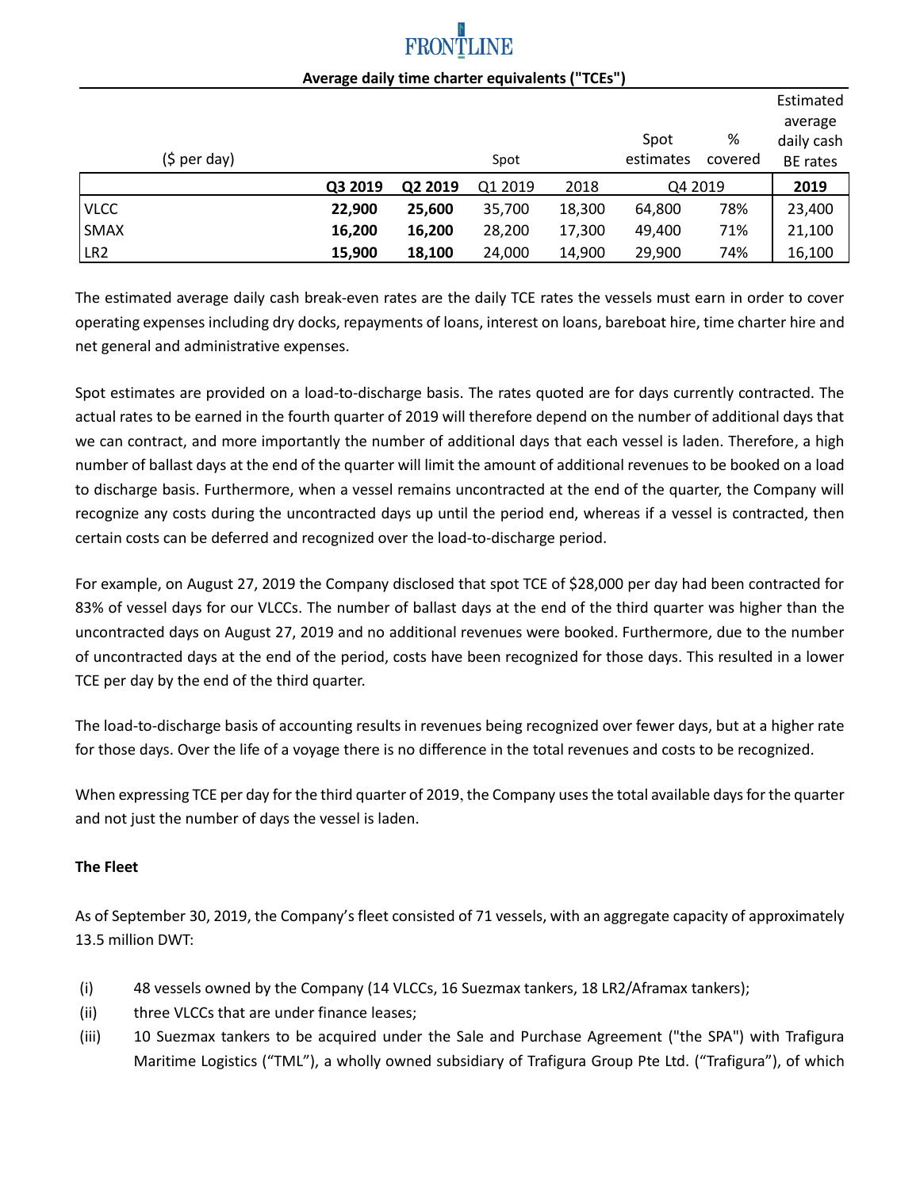**Average daily time charter equivalents ("TCEs")**

| ($ per day) | | | Spot | | Spot estimates | % covered | Estimated average daily cash BE rates |
|---|---|---|---|---|---|---|---|
| | **Q3 2019** | **Q2 2019** | Q1 2019 | 2018 | Q4 2019 | | **2019** |
| VLCC | **22,900** | **25,600** | 35,700 | 18,300 | 64,800 | 78% | 23,400 |
| SMAX | **16,200** | **16,200** | 28,200 | 17,300 | 49,400 | 71% | 21,100 |
| LR2 | **15,900** | **18,100** | 24,000 | 14,900 | 29,900 | 74% | 16,100 |

The estimated average daily cash break-even rates are the daily TCE rates the vessels must earn in order to cover operating expenses including dry docks, repayments of loans, interest on loans, bareboat hire, time charter hire and net general and administrative expenses.

Spot estimates are provided on a load-to-discharge basis. The rates quoted are for days currently contracted. The actual rates to be earned in the fourth quarter of 2019 will therefore depend on the number of additional days that we can contract, and more importantly the number of additional days that each vessel is laden. Therefore, a high number of ballast days at the end of the quarter will limit the amount of additional revenues to be booked on a load to discharge basis. Furthermore, when a vessel remains uncontracted at the end of the quarter, the Company will recognize any costs during the uncontracted days up until the period end, whereas if a vessel is contracted, then certain costs can be deferred and recognized over the load-to-discharge period.

For example, on August 27, 2019 the Company disclosed that spot TCE of $28,000 per day had been contracted for 83% of vessel days for our VLCCs. The number of ballast days at the end of the third quarter was higher than the uncontracted days on August 27, 2019 and no additional revenues were booked. Furthermore, due to the number of uncontracted days at the end of the period, costs have been recognized for those days. This resulted in a lower TCE per day by the end of the third quarter.

The load-to-discharge basis of accounting results in revenues being recognized over fewer days, but at a higher rate for those days. Over the life of a voyage there is no difference in the total revenues and costs to be recognized.

When expressing TCE per day for the third quarter of 2019, the Company uses the total available days for the quarter and not just the number of days the vessel is laden.

**The Fleet**

As of September 30, 2019, the Company's fleet consisted of 71 vessels, with an aggregate capacity of approximately 13.5 million DWT:

(i) 48 vessels owned by the Company (14 VLCCs, 16 Suezmax tankers, 18 LR2/Aframax tankers);

(ii) three VLCCs that are under finance leases;

(iii) 10 Suezmax tankers to be acquired under the Sale and Purchase Agreement ("the SPA") with Trafigura Maritime Logistics ("TML"), a wholly owned subsidiary of Trafigura Group Pte Ltd. ("Trafigura"), of which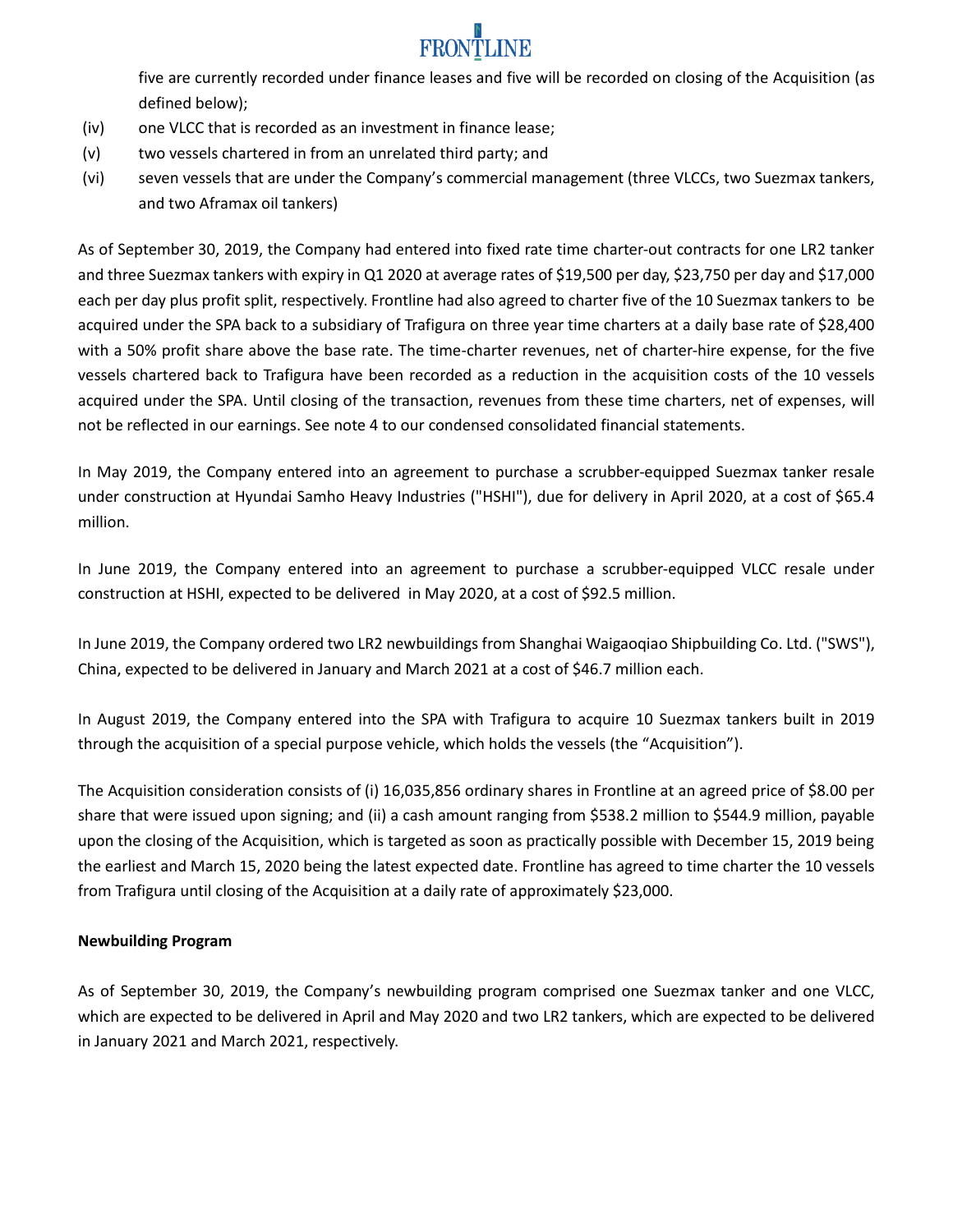five are currently recorded under finance leases and five will be recorded on closing of the Acquisition (as defined below);

(iv) one VLCC that is recorded as an investment in finance lease;

(v) two vessels chartered in from an unrelated third party; and

(vi) seven vessels that are under the Company's commercial management (three VLCCs, two Suezmax tankers, and two Aframax oil tankers)

As of September 30, 2019, the Company had entered into fixed rate time charter-out contracts for one LR2 tanker and three Suezmax tankers with expiry in Q1 2020 at average rates of $19,500 per day, $23,750 per day and $17,000 each per day plus profit split, respectively. Frontline had also agreed to charter five of the 10 Suezmax tankers to be acquired under the SPA back to a subsidiary of Trafigura on three year time charters at a daily base rate of $28,400 with a 50% profit share above the base rate. The time-charter revenues, net of charter-hire expense, for the five vessels chartered back to Trafigura have been recorded as a reduction in the acquisition costs of the 10 vessels acquired under the SPA. Until closing of the transaction, revenues from these time charters, net of expenses, will not be reflected in our earnings. See note 4 to our condensed consolidated financial statements.

In May 2019, the Company entered into an agreement to purchase a scrubber-equipped Suezmax tanker resale under construction at Hyundai Samho Heavy Industries ("HSHI"), due for delivery in April 2020, at a cost of $65.4 million.

In June 2019, the Company entered into an agreement to purchase a scrubber-equipped VLCC resale under construction at HSHI, expected to be delivered in May 2020, at a cost of $92.5 million.

In June 2019, the Company ordered two LR2 newbuildings from Shanghai Waigaoqiao Shipbuilding Co. Ltd. ("SWS"), China, expected to be delivered in January and March 2021 at a cost of $46.7 million each.

In August 2019, the Company entered into the SPA with Trafigura to acquire 10 Suezmax tankers built in 2019 through the acquisition of a special purpose vehicle, which holds the vessels (the "Acquisition").

The Acquisition consideration consists of (i) 16,035,856 ordinary shares in Frontline at an agreed price of $8.00 per share that were issued upon signing; and (ii) a cash amount ranging from $538.2 million to $544.9 million, payable upon the closing of the Acquisition, which is targeted as soon as practically possible with December 15, 2019 being the earliest and March 15, 2020 being the latest expected date. Frontline has agreed to time charter the 10 vessels from Trafigura until closing of the Acquisition at a daily rate of approximately $23,000.

**Newbuilding Program**

As of September 30, 2019, the Company's newbuilding program comprised one Suezmax tanker and one VLCC, which are expected to be delivered in April and May 2020 and two LR2 tankers, which are expected to be delivered in January 2021 and March 2021, respectively.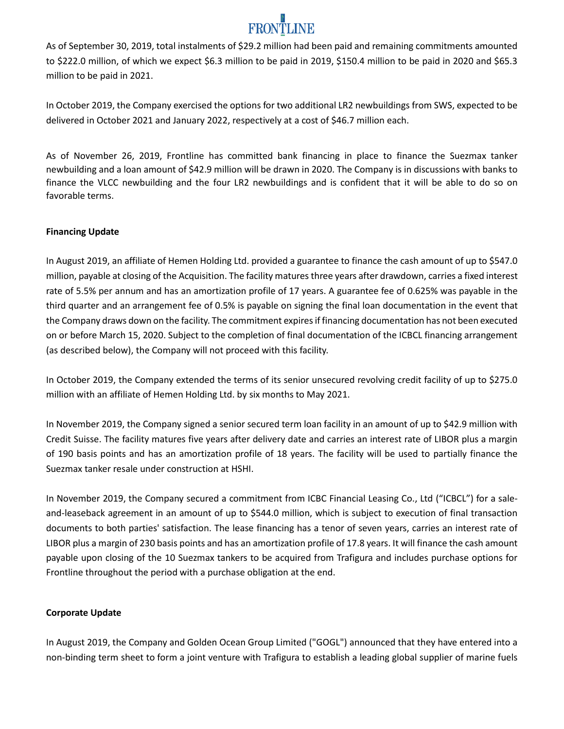As of September 30, 2019, total instalments of $29.2 million had been paid and remaining commitments amounted to $222.0 million, of which we expect $6.3 million to be paid in 2019, $150.4 million to be paid in 2020 and $65.3 million to be paid in 2021.

In October 2019, the Company exercised the options for two additional LR2 newbuildings from SWS, expected to be delivered in October 2021 and January 2022, respectively at a cost of $46.7 million each.

As of November 26, 2019, Frontline has committed bank financing in place to finance the Suezmax tanker newbuilding and a loan amount of $42.9 million will be drawn in 2020. The Company is in discussions with banks to finance the VLCC newbuilding and the four LR2 newbuildings and is confident that it will be able to do so on favorable terms.

**Financing Update**

In August 2019, an affiliate of Hemen Holding Ltd. provided a guarantee to finance the cash amount of up to $547.0 million, payable at closing of the Acquisition. The facility matures three years after drawdown, carries a fixed interest rate of 5.5% per annum and has an amortization profile of 17 years. A guarantee fee of 0.625% was payable in the third quarter and an arrangement fee of 0.5% is payable on signing the final loan documentation in the event that the Company draws down on the facility. The commitment expires if financing documentation has not been executed on or before March 15, 2020. Subject to the completion of final documentation of the ICBCL financing arrangement (as described below), the Company will not proceed with this facility.

In October 2019, the Company extended the terms of its senior unsecured revolving credit facility of up to $275.0 million with an affiliate of Hemen Holding Ltd. by six months to May 2021.

In November 2019, the Company signed a senior secured term loan facility in an amount of up to $42.9 million with Credit Suisse. The facility matures five years after delivery date and carries an interest rate of LIBOR plus a margin of 190 basis points and has an amortization profile of 18 years. The facility will be used to partially finance the Suezmax tanker resale under construction at HSHI.

In November 2019, the Company secured a commitment from ICBC Financial Leasing Co., Ltd ("ICBCL") for a sale-and-leaseback agreement in an amount of up to $544.0 million, which is subject to execution of final transaction documents to both parties' satisfaction. The lease financing has a tenor of seven years, carries an interest rate of LIBOR plus a margin of 230 basis points and has an amortization profile of 17.8 years. It will finance the cash amount payable upon closing of the 10 Suezmax tankers to be acquired from Trafigura and includes purchase options for Frontline throughout the period with a purchase obligation at the end.

**Corporate Update**

In August 2019, the Company and Golden Ocean Group Limited ("GOGL") announced that they have entered into a non-binding term sheet to form a joint venture with Trafigura to establish a leading global supplier of marine fuels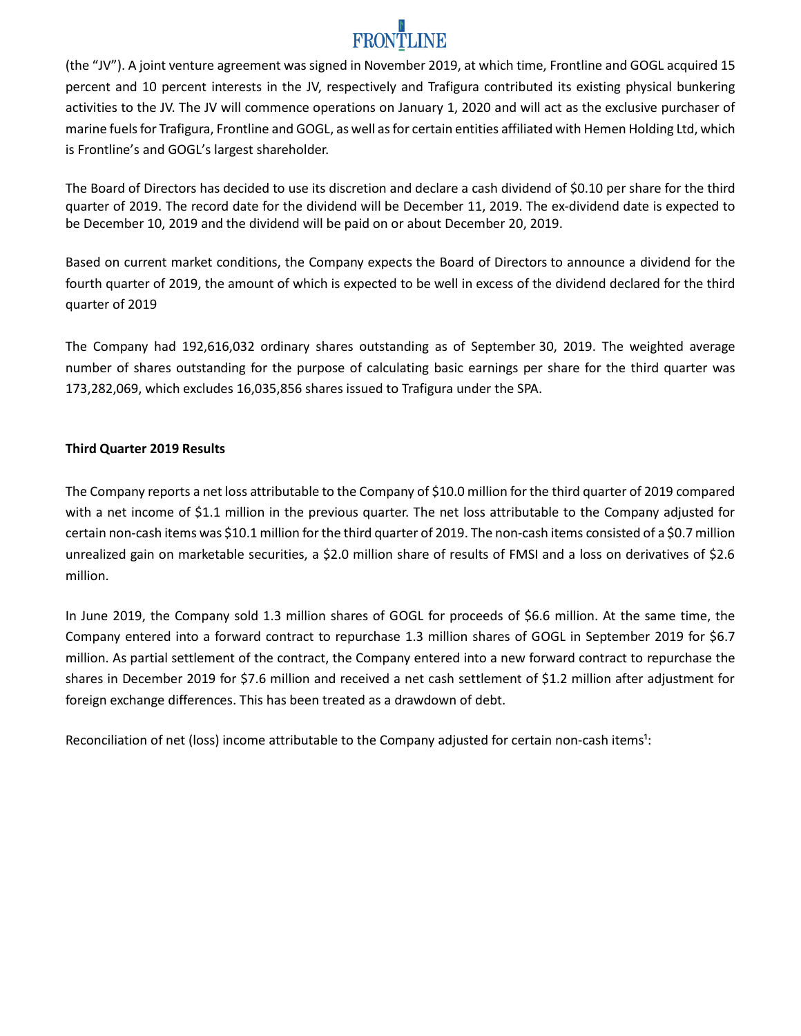(the "JV"). A joint venture agreement was signed in November 2019, at which time, Frontline and GOGL acquired 15 percent and 10 percent interests in the JV, respectively and Trafigura contributed its existing physical bunkering activities to the JV. The JV will commence operations on January 1, 2020 and will act as the exclusive purchaser of marine fuels for Trafigura, Frontline and GOGL, as well as for certain entities affiliated with Hemen Holding Ltd, which is Frontline's and GOGL's largest shareholder.

The Board of Directors has decided to use its discretion and declare a cash dividend of $0.10 per share for the third quarter of 2019. The record date for the dividend will be December 11, 2019. The ex-dividend date is expected to be December 10, 2019 and the dividend will be paid on or about December 20, 2019.

Based on current market conditions, the Company expects the Board of Directors to announce a dividend for the fourth quarter of 2019, the amount of which is expected to be well in excess of the dividend declared for the third quarter of 2019

The Company had 192,616,032 ordinary shares outstanding as of September 30, 2019. The weighted average number of shares outstanding for the purpose of calculating basic earnings per share for the third quarter was 173,282,069, which excludes 16,035,856 shares issued to Trafigura under the SPA.

**Third Quarter 2019 Results**

The Company reports a net loss attributable to the Company of $10.0 million for the third quarter of 2019 compared with a net income of $1.1 million in the previous quarter. The net loss attributable to the Company adjusted for certain non-cash items was $10.1 million for the third quarter of 2019. The non-cash items consisted of a $0.7 million unrealized gain on marketable securities, a $2.0 million share of results of FMSI and a loss on derivatives of $2.6 million.

In June 2019, the Company sold 1.3 million shares of GOGL for proceeds of $6.6 million. At the same time, the Company entered into a forward contract to repurchase 1.3 million shares of GOGL in September 2019 for $6.7 million. As partial settlement of the contract, the Company entered into a new forward contract to repurchase the shares in December 2019 for $7.6 million and received a net cash settlement of $1.2 million after adjustment for foreign exchange differences. This has been treated as a drawdown of debt.

Reconciliation of net (loss) income attributable to the Company adjusted for certain non-cash items[1]: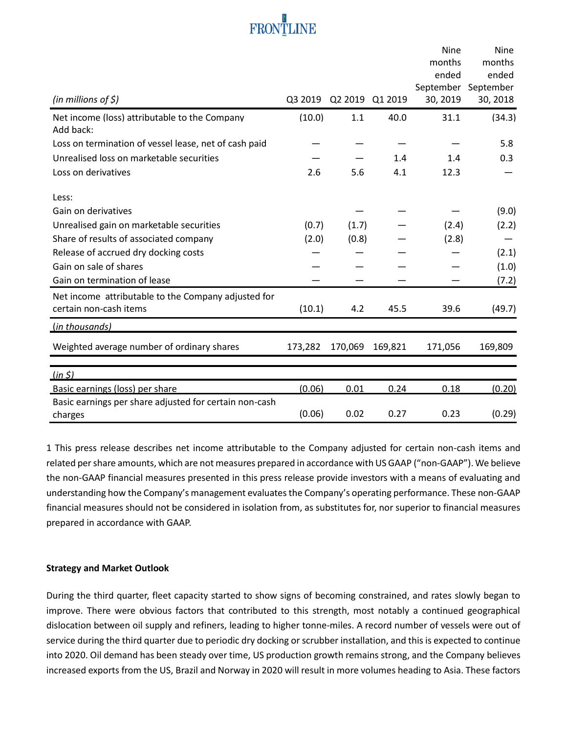| (in millions of $) | Q3 2019 | Q2 2019 | Q1 2019 | Nine months ended September 30, 2019 | Nine months ended September 30, 2018 |
|---|---|---|---|---|---|
| Net income (loss) attributable to the Company | (10.0) | 1.1 | 40.0 | 31.1 | (34.3) |
| Add back: | | | | | |
| Loss on termination of vessel lease, net of cash paid | — | — | — | — | 5.8 |
| Unrealised loss on marketable securities | — | — | 1.4 | 1.4 | 0.3 |
| Loss on derivatives | 2.6 | 5.6 | 4.1 | 12.3 | — |
| Less: | | | | | |
| Gain on derivatives | | — | — | — | (9.0) |
| Unrealised gain on marketable securities | (0.7) | (1.7) | — | (2.4) | (2.2) |
| Share of results of associated company | (2.0) | (0.8) | — | (2.8) | — |
| Release of accrued dry docking costs | — | — | — | — | (2.1) |
| Gain on sale of shares | — | — | — | — | (1.0) |
| Gain on termination of lease | — | — | — | — | (7.2) |
| Net income attributable to the Company adjusted for certain non-cash items | (10.1) | 4.2 | 45.5 | 39.6 | (49.7) |
| *(in thousands)* | | | | | |
| Weighted average number of ordinary shares | 173,282 | 170,069 | 169,821 | 171,056 | 169,809 |
| *(in $)* | | | | | |
| Basic earnings (loss) per share | (0.06) | 0.01 | 0.24 | 0.18 | (0.20) |
| Basic earnings per share adjusted for certain non-cash charges | (0.06) | 0.02 | 0.27 | 0.23 | (0.29) |

1 This press release describes net income attributable to the Company adjusted for certain non-cash items and related per share amounts, which are not measures prepared in accordance with US GAAP ("non-GAAP"). We believe the non-GAAP financial measures presented in this press release provide investors with a means of evaluating and understanding how the Company's management evaluates the Company's operating performance. These non-GAAP financial measures should not be considered in isolation from, as substitutes for, nor superior to financial measures prepared in accordance with GAAP.

**Strategy and Market Outlook**

During the third quarter, fleet capacity started to show signs of becoming constrained, and rates slowly began to improve. There were obvious factors that contributed to this strength, most notably a continued geographical dislocation between oil supply and refiners, leading to higher tonne-miles. A record number of vessels were out of service during the third quarter due to periodic dry docking or scrubber installation, and this is expected to continue into 2020. Oil demand has been steady over time, US production growth remains strong, and the Company believes increased exports from the US, Brazil and Norway in 2020 will result in more volumes heading to Asia. These factors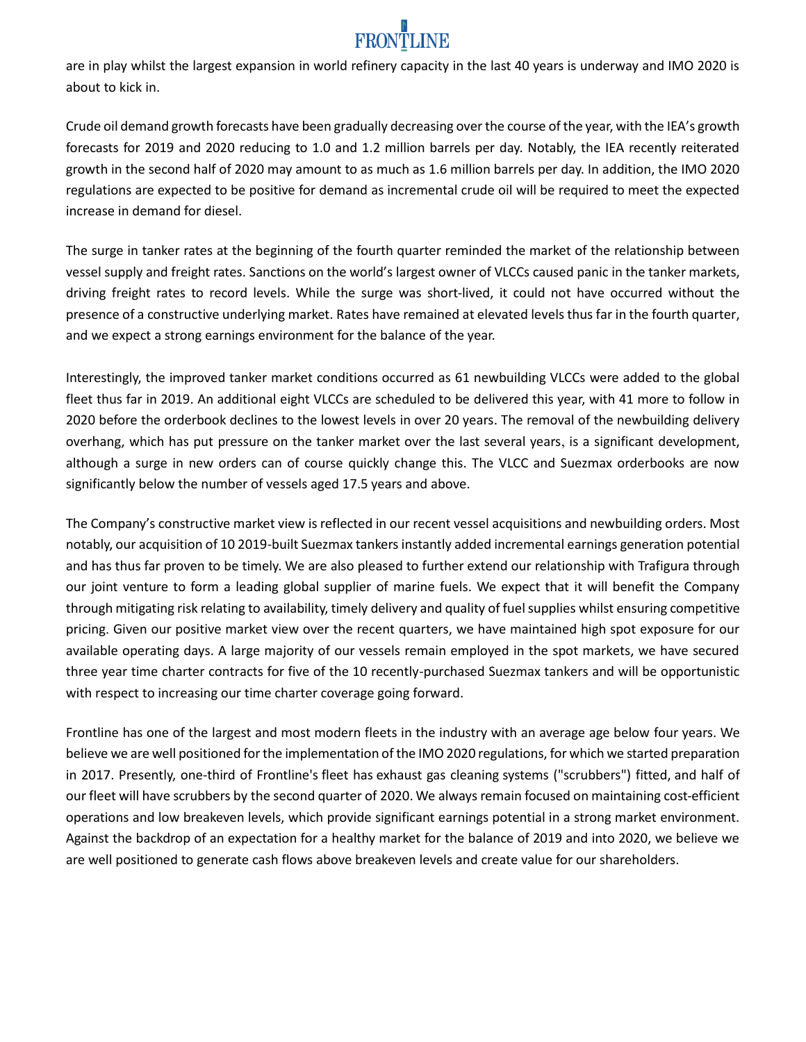are in play whilst the largest expansion in world refinery capacity in the last 40 years is underway and IMO 2020 is about to kick in.

Crude oil demand growth forecasts have been gradually decreasing over the course of the year, with the IEA's growth forecasts for 2019 and 2020 reducing to 1.0 and 1.2 million barrels per day. Notably, the IEA recently reiterated growth in the second half of 2020 may amount to as much as 1.6 million barrels per day. In addition, the IMO 2020 regulations are expected to be positive for demand as incremental crude oil will be required to meet the expected increase in demand for diesel.

The surge in tanker rates at the beginning of the fourth quarter reminded the market of the relationship between vessel supply and freight rates. Sanctions on the world's largest owner of VLCCs caused panic in the tanker markets, driving freight rates to record levels. While the surge was short-lived, it could not have occurred without the presence of a constructive underlying market. Rates have remained at elevated levels thus far in the fourth quarter, and we expect a strong earnings environment for the balance of the year.

Interestingly, the improved tanker market conditions occurred as 61 newbuilding VLCCs were added to the global fleet thus far in 2019. An additional eight VLCCs are scheduled to be delivered this year, with 41 more to follow in 2020 before the orderbook declines to the lowest levels in over 20 years. The removal of the newbuilding delivery overhang, which has put pressure on the tanker market over the last several years, is a significant development, although a surge in new orders can of course quickly change this. The VLCC and Suezmax orderbooks are now significantly below the number of vessels aged 17.5 years and above.

The Company's constructive market view is reflected in our recent vessel acquisitions and newbuilding orders. Most notably, our acquisition of 10 2019-built Suezmax tankers instantly added incremental earnings generation potential and has thus far proven to be timely. We are also pleased to further extend our relationship with Trafigura through our joint venture to form a leading global supplier of marine fuels. We expect that it will benefit the Company through mitigating risk relating to availability, timely delivery and quality of fuel supplies whilst ensuring competitive pricing. Given our positive market view over the recent quarters, we have maintained high spot exposure for our available operating days. A large majority of our vessels remain employed in the spot markets, we have secured three year time charter contracts for five of the 10 recently-purchased Suezmax tankers and will be opportunistic with respect to increasing our time charter coverage going forward.

Frontline has one of the largest and most modern fleets in the industry with an average age below four years. We believe we are well positioned for the implementation of the IMO 2020 regulations, for which we started preparation in 2017. Presently, one-third of Frontline's fleet has exhaust gas cleaning systems ("scrubbers") fitted, and half of our fleet will have scrubbers by the second quarter of 2020. We always remain focused on maintaining cost-efficient operations and low breakeven levels, which provide significant earnings potential in a strong market environment. Against the backdrop of an expectation for a healthy market for the balance of 2019 and into 2020, we believe we are well positioned to generate cash flows above breakeven levels and create value for our shareholders.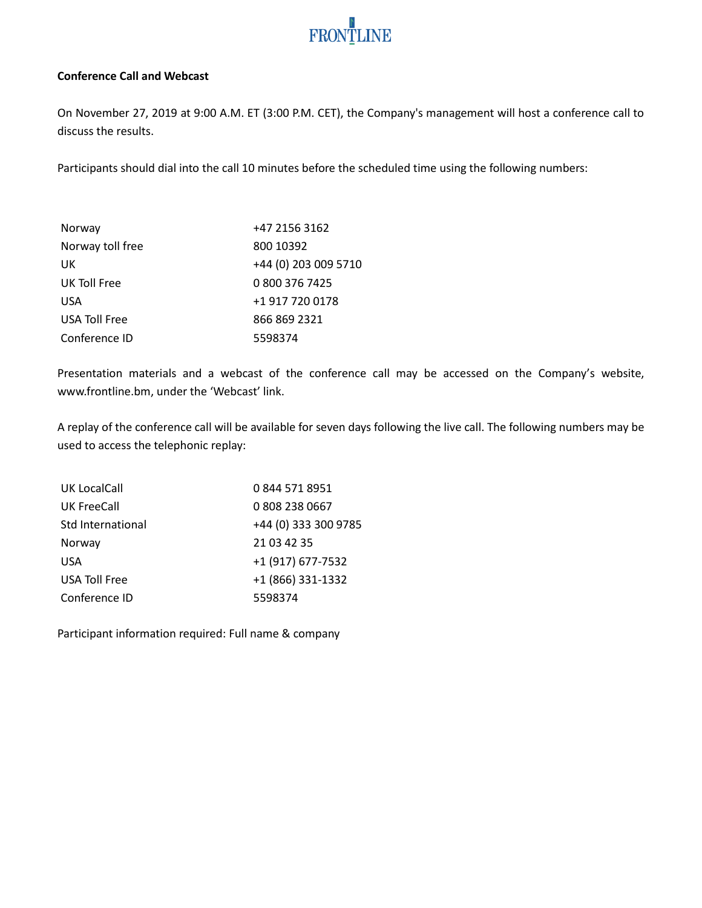**Conference Call and Webcast**

On November 27, 2019 at 9:00 A.M. ET (3:00 P.M. CET), the Company's management will host a conference call to discuss the results.

Participants should dial into the call 10 minutes before the scheduled time using the following numbers:

| | |
|---|---|
| Norway | +47 2156 3162 |
| Norway toll free | 800 10392 |
| UK | +44 (0) 203 009 5710 |
| UK Toll Free | 0 800 376 7425 |
| USA | +1 917 720 0178 |
| USA Toll Free | 866 869 2321 |
| Conference ID | 5598374 |

Presentation materials and a webcast of the conference call may be accessed on the Company's website, www.frontline.bm, under the 'Webcast' link.

A replay of the conference call will be available for seven days following the live call. The following numbers may be used to access the telephonic replay:

| | |
|---|---|
| UK LocalCall | 0 844 571 8951 |
| UK FreeCall | 0 808 238 0667 |
| Std International | +44 (0) 333 300 9785 |
| Norway | 21 03 42 35 |
| USA | +1 (917) 677-7532 |
| USA Toll Free | +1 (866) 331-1332 |
| Conference ID | 5598374 |

Participant information required: Full name & company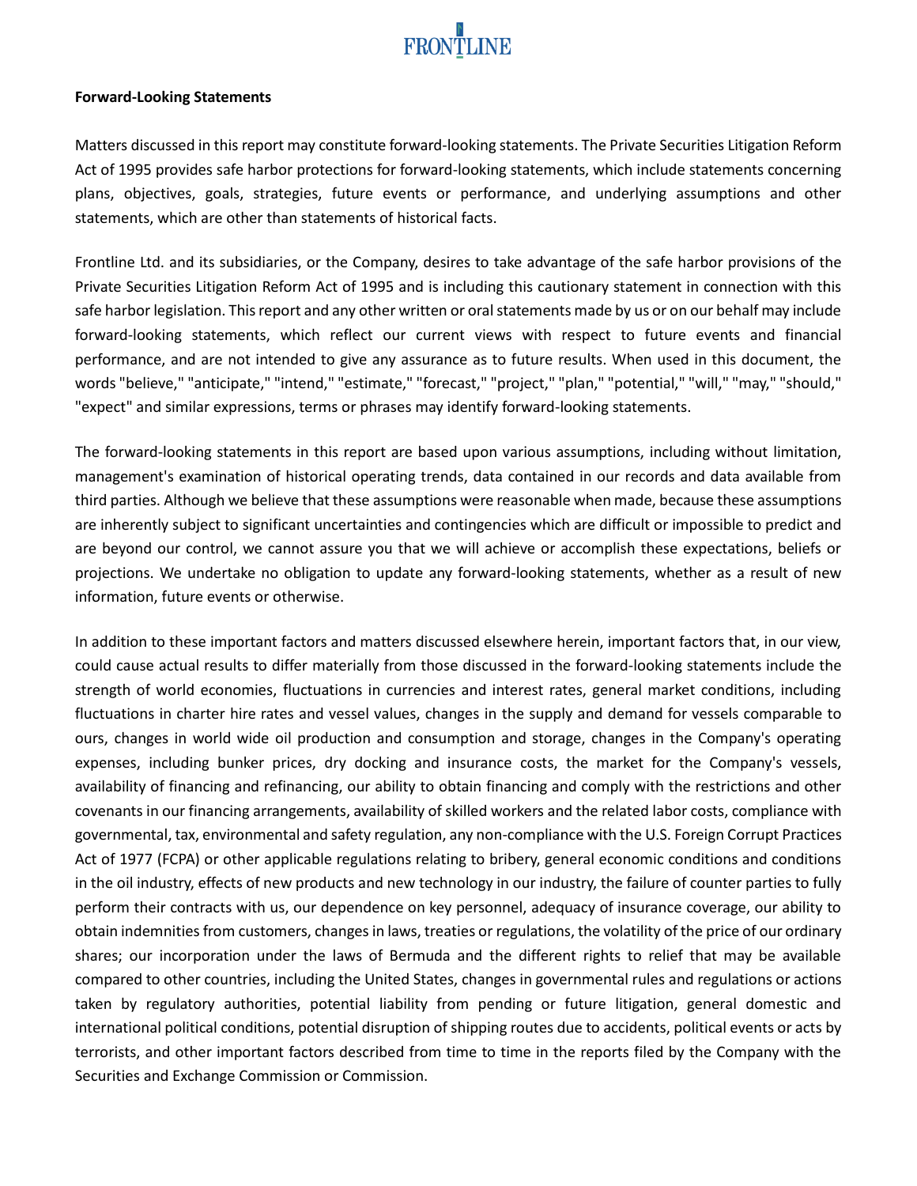**Forward-Looking Statements**

Matters discussed in this report may constitute forward-looking statements. The Private Securities Litigation Reform Act of 1995 provides safe harbor protections for forward-looking statements, which include statements concerning plans, objectives, goals, strategies, future events or performance, and underlying assumptions and other statements, which are other than statements of historical facts.

Frontline Ltd. and its subsidiaries, or the Company, desires to take advantage of the safe harbor provisions of the Private Securities Litigation Reform Act of 1995 and is including this cautionary statement in connection with this safe harbor legislation. This report and any other written or oral statements made by us or on our behalf may include forward-looking statements, which reflect our current views with respect to future events and financial performance, and are not intended to give any assurance as to future results. When used in this document, the words "believe," "anticipate," "intend," "estimate," "forecast," "project," "plan," "potential," "will," "may," "should," "expect" and similar expressions, terms or phrases may identify forward-looking statements.

The forward-looking statements in this report are based upon various assumptions, including without limitation, management's examination of historical operating trends, data contained in our records and data available from third parties. Although we believe that these assumptions were reasonable when made, because these assumptions are inherently subject to significant uncertainties and contingencies which are difficult or impossible to predict and are beyond our control, we cannot assure you that we will achieve or accomplish these expectations, beliefs or projections. We undertake no obligation to update any forward-looking statements, whether as a result of new information, future events or otherwise.

In addition to these important factors and matters discussed elsewhere herein, important factors that, in our view, could cause actual results to differ materially from those discussed in the forward-looking statements include the strength of world economies, fluctuations in currencies and interest rates, general market conditions, including fluctuations in charter hire rates and vessel values, changes in the supply and demand for vessels comparable to ours, changes in world wide oil production and consumption and storage, changes in the Company's operating expenses, including bunker prices, dry docking and insurance costs, the market for the Company's vessels, availability of financing and refinancing, our ability to obtain financing and comply with the restrictions and other covenants in our financing arrangements, availability of skilled workers and the related labor costs, compliance with governmental, tax, environmental and safety regulation, any non-compliance with the U.S. Foreign Corrupt Practices Act of 1977 (FCPA) or other applicable regulations relating to bribery, general economic conditions and conditions in the oil industry, effects of new products and new technology in our industry, the failure of counter parties to fully perform their contracts with us, our dependence on key personnel, adequacy of insurance coverage, our ability to obtain indemnities from customers, changes in laws, treaties or regulations, the volatility of the price of our ordinary shares; our incorporation under the laws of Bermuda and the different rights to relief that may be available compared to other countries, including the United States, changes in governmental rules and regulations or actions taken by regulatory authorities, potential liability from pending or future litigation, general domestic and international political conditions, potential disruption of shipping routes due to accidents, political events or acts by terrorists, and other important factors described from time to time in the reports filed by the Company with the Securities and Exchange Commission or Commission.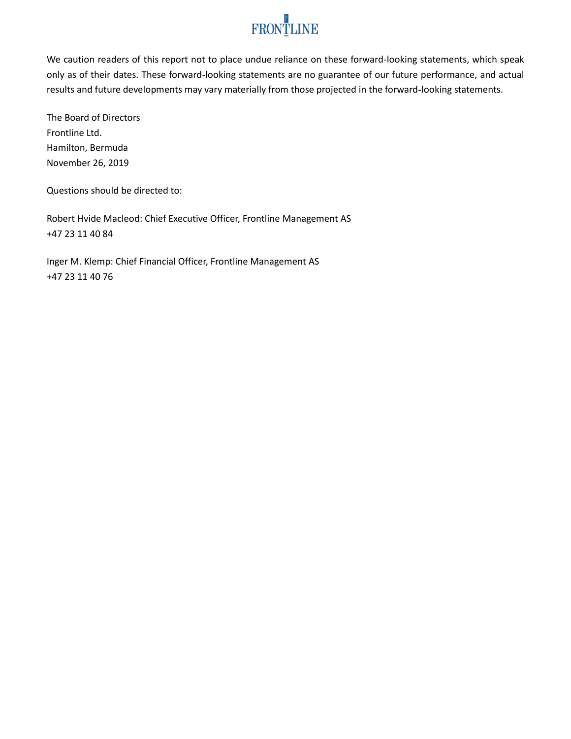We caution readers of this report not to place undue reliance on these forward-looking statements, which speak only as of their dates. These forward-looking statements are no guarantee of our future performance, and actual results and future developments may vary materially from those projected in the forward-looking statements.

The Board of Directors
Frontline Ltd.
Hamilton, Bermuda
November 26, 2019

Questions should be directed to:

Robert Hvide Macleod: Chief Executive Officer, Frontline Management AS
+47 23 11 40 84

Inger M. Klemp: Chief Financial Officer, Frontline Management AS
+47 23 11 40 76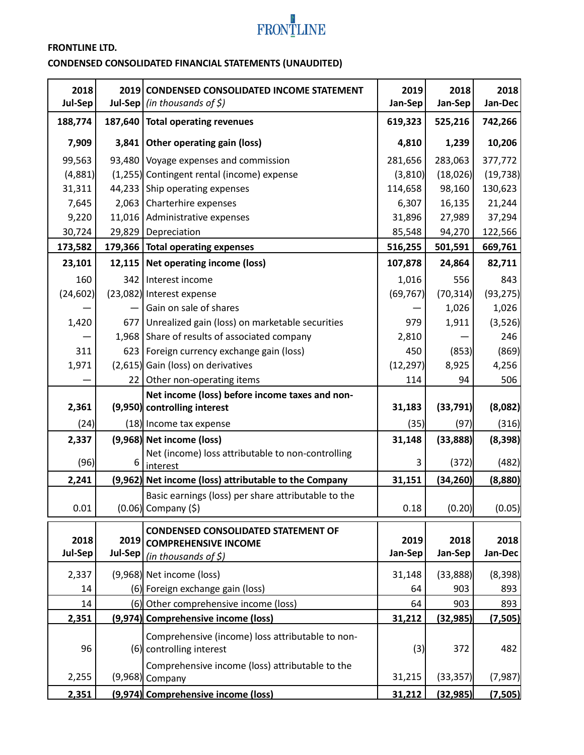FRONTLINE

**FRONTLINE LTD.**

**CONDENSED CONSOLIDATED FINANCIAL STATEMENTS (UNAUDITED)**

| 2018 Jul-Sep | 2019 Jul-Sep | CONDENSED CONSOLIDATED INCOME STATEMENT *(in thousands of $)* | 2019 Jan-Sep | 2018 Jan-Sep | 2018 Jan-Dec |
|---|---|---|---|---|---|
| **188,774** | **187,640** | **Total operating revenues** | **619,323** | **525,216** | **742,266** |
| **7,909** | **3,841** | **Other operating gain (loss)** | **4,810** | **1,239** | **10,206** |
| 99,563 | 93,480 | Voyage expenses and commission | 281,656 | 283,063 | 377,772 |
| (4,881) | (1,255) | Contingent rental (income) expense | (3,810) | (18,026) | (19,738) |
| 31,311 | 44,233 | Ship operating expenses | 114,658 | 98,160 | 130,623 |
| 7,645 | 2,063 | Charterhire expenses | 6,307 | 16,135 | 21,244 |
| 9,220 | 11,016 | Administrative expenses | 31,896 | 27,989 | 37,294 |
| 30,724 | 29,829 | Depreciation | 85,548 | 94,270 | 122,566 |
| **173,582** | **179,366** | **Total operating expenses** | **516,255** | **501,591** | **669,761** |
| **23,101** | **12,115** | **Net operating income (loss)** | **107,878** | **24,864** | **82,711** |
| 160 | 342 | Interest income | 1,016 | 556 | 843 |
| (24,602) | (23,082) | Interest expense | (69,767) | (70,314) | (93,275) |
| — | — | Gain on sale of shares | — | 1,026 | 1,026 |
| 1,420 | 677 | Unrealized gain (loss) on marketable securities | 979 | 1,911 | (3,526) |
| — | 1,968 | Share of results of associated company | 2,810 | — | 246 |
| 311 | 623 | Foreign currency exchange gain (loss) | 450 | (853) | (869) |
| 1,971 | (2,615) | Gain (loss) on derivatives | (12,297) | 8,925 | 4,256 |
| — | 22 | Other non-operating items | 114 | 94 | 506 |
| **2,361** | **(9,950)** | **Net income (loss) before income taxes and non-controlling interest** | **31,183** | **(33,791)** | **(8,082)** |
| (24) | (18) | Income tax expense | (35) | (97) | (316) |
| **2,337** | **(9,968)** | **Net income (loss)** | **31,148** | **(33,888)** | **(8,398)** |
| (96) | 6 | Net (income) loss attributable to non-controlling interest | 3 | (372) | (482) |
| **2,241** | **(9,962)** | **Net income (loss) attributable to the Company** | **31,151** | **(34,260)** | **(8,880)** |
| 0.01 | (0.06) | Basic earnings (loss) per share attributable to the Company ($) | 0.18 | (0.20) | (0.05) |

| 2018 Jul-Sep | 2019 Jul-Sep | CONDENSED CONSOLIDATED STATEMENT OF COMPREHENSIVE INCOME *(in thousands of $)* | 2019 Jan-Sep | 2018 Jan-Sep | 2018 Jan-Dec |
|---|---|---|---|---|---|
| 2,337 | (9,968) | Net income (loss) | 31,148 | (33,888) | (8,398) |
| 14 | (6) | Foreign exchange gain (loss) | 64 | 903 | 893 |
| 14 | (6) | Other comprehensive income (loss) | 64 | 903 | 893 |
| **2,351** | **(9,974)** | **Comprehensive income (loss)** | **31,212** | **(32,985)** | **(7,505)** |
| 96 | (6) | Comprehensive (income) loss attributable to non-controlling interest | (3) | 372 | 482 |
| 2,255 | (9,968) | Comprehensive income (loss) attributable to the Company | 31,215 | (33,357) | (7,987) |
| **2,351** | **(9,974)** | **Comprehensive income (loss)** | **31,212** | **(32,985)** | **(7,505)** |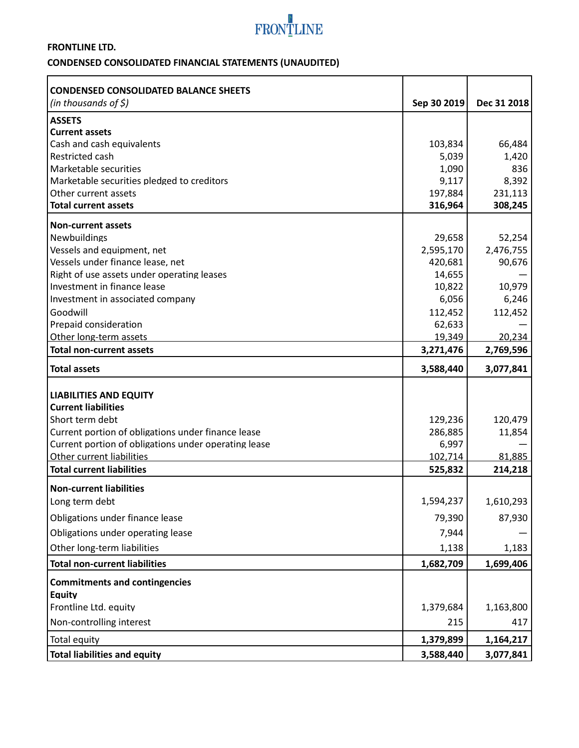**FRONTLINE LTD.**

**CONDENSED CONSOLIDATED FINANCIAL STATEMENTS (UNAUDITED)**

| **CONDENSED CONSOLIDATED BALANCE SHEETS** *(in thousands of $)* | **Sep 30 2019** | **Dec 31 2018** |
|---|---|---|
| **ASSETS** | | |
| **Current assets** | | |
| Cash and cash equivalents | 103,834 | 66,484 |
| Restricted cash | 5,039 | 1,420 |
| Marketable securities | 1,090 | 836 |
| Marketable securities pledged to creditors | 9,117 | 8,392 |
| Other current assets | 197,884 | 231,113 |
| **Total current assets** | **316,964** | **308,245** |
| **Non-current assets** | | |
| Newbuildings | 29,658 | 52,254 |
| Vessels and equipment, net | 2,595,170 | 2,476,755 |
| Vessels under finance lease, net | 420,681 | 90,676 |
| Right of use assets under operating leases | 14,655 | — |
| Investment in finance lease | 10,822 | 10,979 |
| Investment in associated company | 6,056 | 6,246 |
| Goodwill | 112,452 | 112,452 |
| Prepaid consideration | 62,633 | — |
| Other long-term assets | 19,349 | 20,234 |
| **Total non-current assets** | **3,271,476** | **2,769,596** |
| **Total assets** | **3,588,440** | **3,077,841** |
| **LIABILITIES AND EQUITY** | | |
| **Current liabilities** | | |
| Short term debt | 129,236 | 120,479 |
| Current portion of obligations under finance lease | 286,885 | 11,854 |
| Current portion of obligations under operating lease | 6,997 | — |
| Other current liabilities | 102,714 | 81,885 |
| **Total current liabilities** | **525,832** | **214,218** |
| **Non-current liabilities** | | |
| Long term debt | 1,594,237 | 1,610,293 |
| Obligations under finance lease | 79,390 | 87,930 |
| Obligations under operating lease | 7,944 | — |
| Other long-term liabilities | 1,138 | 1,183 |
| **Total non-current liabilities** | **1,682,709** | **1,699,406** |
| **Commitments and contingencies** | | |
| **Equity** | | |
| Frontline Ltd. equity | 1,379,684 | 1,163,800 |
| Non-controlling interest | 215 | 417 |
| Total equity | **1,379,899** | **1,164,217** |
| **Total liabilities and equity** | **3,588,440** | **3,077,841** |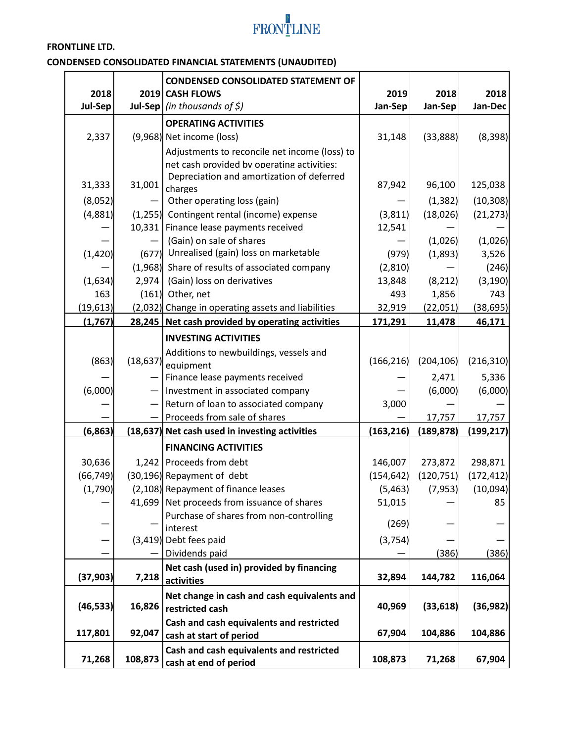FRONTLINE

**FRONTLINE LTD.**

**CONDENSED CONSOLIDATED FINANCIAL STATEMENTS (UNAUDITED)**

| 2018 Jul-Sep | 2019 Jul-Sep | **CONDENSED CONSOLIDATED STATEMENT OF CASH FLOWS** *(in thousands of $)* | 2019 Jan-Sep | 2018 Jan-Sep | 2018 Jan-Dec |
|---|---|---|---|---|---|
| | | **OPERATING ACTIVITIES** | | | |
| 2,337 | (9,968) | Net income (loss) | 31,148 | (33,888) | (8,398) |
| | | Adjustments to reconcile net income (loss) to net cash provided by operating activities: | | | |
| 31,333 | 31,001 | Depreciation and amortization of deferred charges | 87,942 | 96,100 | 125,038 |
| (8,052) | — | Other operating loss (gain) | — | (1,382) | (10,308) |
| (4,881) | (1,255) | Contingent rental (income) expense | (3,811) | (18,026) | (21,273) |
| — | 10,331 | Finance lease payments received | 12,541 | — | — |
| — | — | (Gain) on sale of shares | — | (1,026) | (1,026) |
| (1,420) | (677) | Unrealised (gain) loss on marketable | (979) | (1,893) | 3,526 |
| — | (1,968) | Share of results of associated company | (2,810) | — | (246) |
| (1,634) | 2,974 | (Gain) loss on derivatives | 13,848 | (8,212) | (3,190) |
| 163 | (161) | Other, net | 493 | 1,856 | 743 |
| (19,613) | (2,032) | Change in operating assets and liabilities | 32,919 | (22,051) | (38,695) |
| **(1,767)** | **28,245** | **Net cash provided by operating activities** | **171,291** | **11,478** | **46,171** |
| | | **INVESTING ACTIVITIES** | | | |
| (863) | (18,637) | Additions to newbuildings, vessels and equipment | (166,216) | (204,106) | (216,310) |
| — | — | Finance lease payments received | — | 2,471 | 5,336 |
| (6,000) | — | Investment in associated company | — | (6,000) | (6,000) |
| — | — | Return of loan to associated company | 3,000 | — | — |
| — | — | Proceeds from sale of shares | — | 17,757 | 17,757 |
| **(6,863)** | **(18,637)** | **Net cash used in investing activities** | **(163,216)** | **(189,878)** | **(199,217)** |
| | | **FINANCING ACTIVITIES** | | | |
| 30,636 | 1,242 | Proceeds from debt | 146,007 | 273,872 | 298,871 |
| (66,749) | (30,196) | Repayment of debt | (154,642) | (120,751) | (172,412) |
| (1,790) | (2,108) | Repayment of finance leases | (5,463) | (7,953) | (10,094) |
| — | 41,699 | Net proceeds from issuance of shares | 51,015 | — | 85 |
| — | — | Purchase of shares from non-controlling interest | (269) | — | — |
| — | (3,419) | Debt fees paid | (3,754) | — | — |
| — | — | Dividends paid | — | (386) | (386) |
| **(37,903)** | **7,218** | **Net cash (used in) provided by financing activities** | **32,894** | **144,782** | **116,064** |
| **(46,533)** | **16,826** | **Net change in cash and cash equivalents and restricted cash** | **40,969** | **(33,618)** | **(36,982)** |
| **117,801** | **92,047** | **Cash and cash equivalents and restricted cash at start of period** | **67,904** | **104,886** | **104,886** |
| **71,268** | **108,873** | **Cash and cash equivalents and restricted cash at end of period** | **108,873** | **71,268** | **67,904** |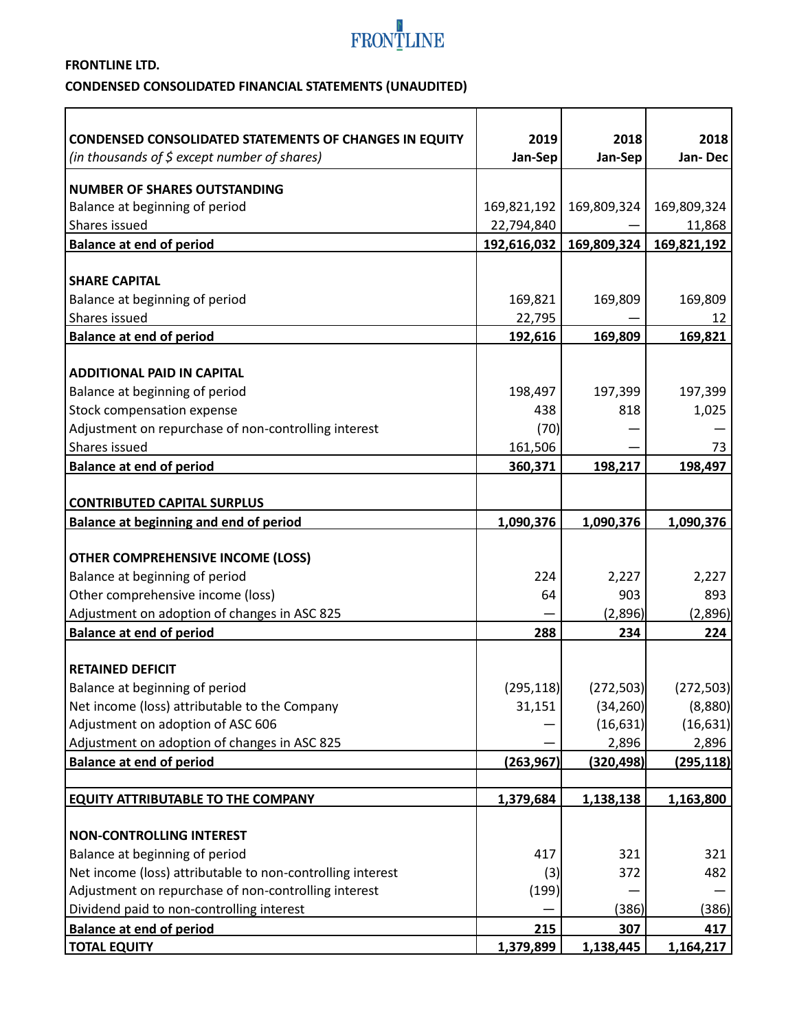FRONTLINE LTD.

**CONDENSED CONSOLIDATED FINANCIAL STATEMENTS (UNAUDITED)**

| **CONDENSED CONSOLIDATED STATEMENTS OF CHANGES IN EQUITY** *(in thousands of $ except number of shares)* | **2019 Jan-Sep** | **2018 Jan-Sep** | **2018 Jan- Dec** |
|---|---|---|---|
| **NUMBER OF SHARES OUTSTANDING** | | | |
| Balance at beginning of period | 169,821,192 | 169,809,324 | 169,809,324 |
| Shares issued | 22,794,840 | — | 11,868 |
| **Balance at end of period** | **192,616,032** | **169,809,324** | **169,821,192** |
| | | | |
| **SHARE CAPITAL** | | | |
| Balance at beginning of period | 169,821 | 169,809 | 169,809 |
| Shares issued | 22,795 | — | 12 |
| **Balance at end of period** | **192,616** | **169,809** | **169,821** |
| | | | |
| **ADDITIONAL PAID IN CAPITAL** | | | |
| Balance at beginning of period | 198,497 | 197,399 | 197,399 |
| Stock compensation expense | 438 | 818 | 1,025 |
| Adjustment on repurchase of non-controlling interest | (70) | — | — |
| Shares issued | 161,506 | — | 73 |
| **Balance at end of period** | **360,371** | **198,217** | **198,497** |
| | | | |
| **CONTRIBUTED CAPITAL SURPLUS** | | | |
| **Balance at beginning and end of period** | **1,090,376** | **1,090,376** | **1,090,376** |
| | | | |
| **OTHER COMPREHENSIVE INCOME (LOSS)** | | | |
| Balance at beginning of period | 224 | 2,227 | 2,227 |
| Other comprehensive income (loss) | 64 | 903 | 893 |
| Adjustment on adoption of changes in ASC 825 | — | (2,896) | (2,896) |
| **Balance at end of period** | **288** | **234** | **224** |
| | | | |
| **RETAINED DEFICIT** | | | |
| Balance at beginning of period | (295,118) | (272,503) | (272,503) |
| Net income (loss) attributable to the Company | 31,151 | (34,260) | (8,880) |
| Adjustment on adoption of ASC 606 | — | (16,631) | (16,631) |
| Adjustment on adoption of changes in ASC 825 | — | 2,896 | 2,896 |
| **Balance at end of period** | **(263,967)** | **(320,498)** | **(295,118)** |
| | | | |
| **EQUITY ATTRIBUTABLE TO THE COMPANY** | **1,379,684** | **1,138,138** | **1,163,800** |
| | | | |
| **NON-CONTROLLING INTEREST** | | | |
| Balance at beginning of period | 417 | 321 | 321 |
| Net income (loss) attributable to non-controlling interest | (3) | 372 | 482 |
| Adjustment on repurchase of non-controlling interest | (199) | — | — |
| Dividend paid to non-controlling interest | — | (386) | (386) |
| **Balance at end of period** | **215** | **307** | **417** |
| **TOTAL EQUITY** | **1,379,899** | **1,138,445** | **1,164,217** |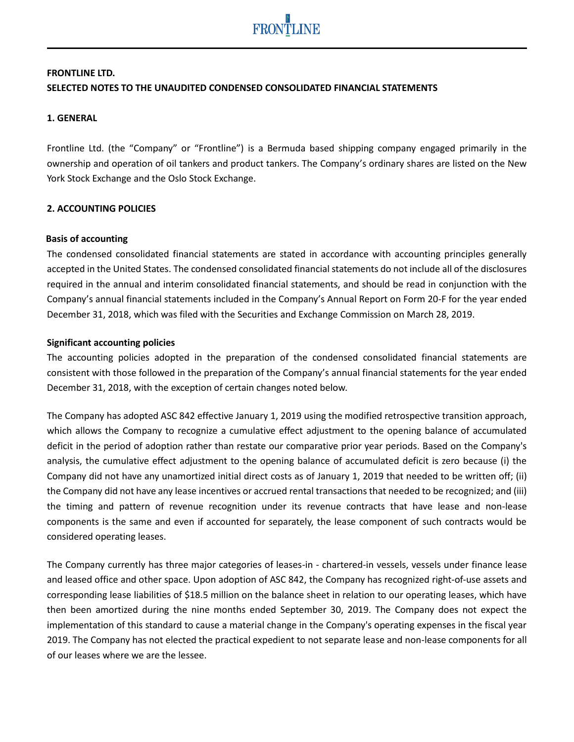**FRONTLINE LTD.**

**SELECTED NOTES TO THE UNAUDITED CONDENSED CONSOLIDATED FINANCIAL STATEMENTS**

**1. GENERAL**

Frontline Ltd. (the "Company" or "Frontline") is a Bermuda based shipping company engaged primarily in the ownership and operation of oil tankers and product tankers. The Company's ordinary shares are listed on the New York Stock Exchange and the Oslo Stock Exchange.

**2. ACCOUNTING POLICIES**

**Basis of accounting**

The condensed consolidated financial statements are stated in accordance with accounting principles generally accepted in the United States. The condensed consolidated financial statements do not include all of the disclosures required in the annual and interim consolidated financial statements, and should be read in conjunction with the Company's annual financial statements included in the Company's Annual Report on Form 20-F for the year ended December 31, 2018, which was filed with the Securities and Exchange Commission on March 28, 2019.

**Significant accounting policies**

The accounting policies adopted in the preparation of the condensed consolidated financial statements are consistent with those followed in the preparation of the Company's annual financial statements for the year ended December 31, 2018, with the exception of certain changes noted below.

The Company has adopted ASC 842 effective January 1, 2019 using the modified retrospective transition approach, which allows the Company to recognize a cumulative effect adjustment to the opening balance of accumulated deficit in the period of adoption rather than restate our comparative prior year periods. Based on the Company's analysis, the cumulative effect adjustment to the opening balance of accumulated deficit is zero because (i) the Company did not have any unamortized initial direct costs as of January 1, 2019 that needed to be written off; (ii) the Company did not have any lease incentives or accrued rental transactions that needed to be recognized; and (iii) the timing and pattern of revenue recognition under its revenue contracts that have lease and non-lease components is the same and even if accounted for separately, the lease component of such contracts would be considered operating leases.

The Company currently has three major categories of leases-in - chartered-in vessels, vessels under finance lease and leased office and other space. Upon adoption of ASC 842, the Company has recognized right-of-use assets and corresponding lease liabilities of $18.5 million on the balance sheet in relation to our operating leases, which have then been amortized during the nine months ended September 30, 2019. The Company does not expect the implementation of this standard to cause a material change in the Company's operating expenses in the fiscal year 2019. The Company has not elected the practical expedient to not separate lease and non-lease components for all of our leases where we are the lessee.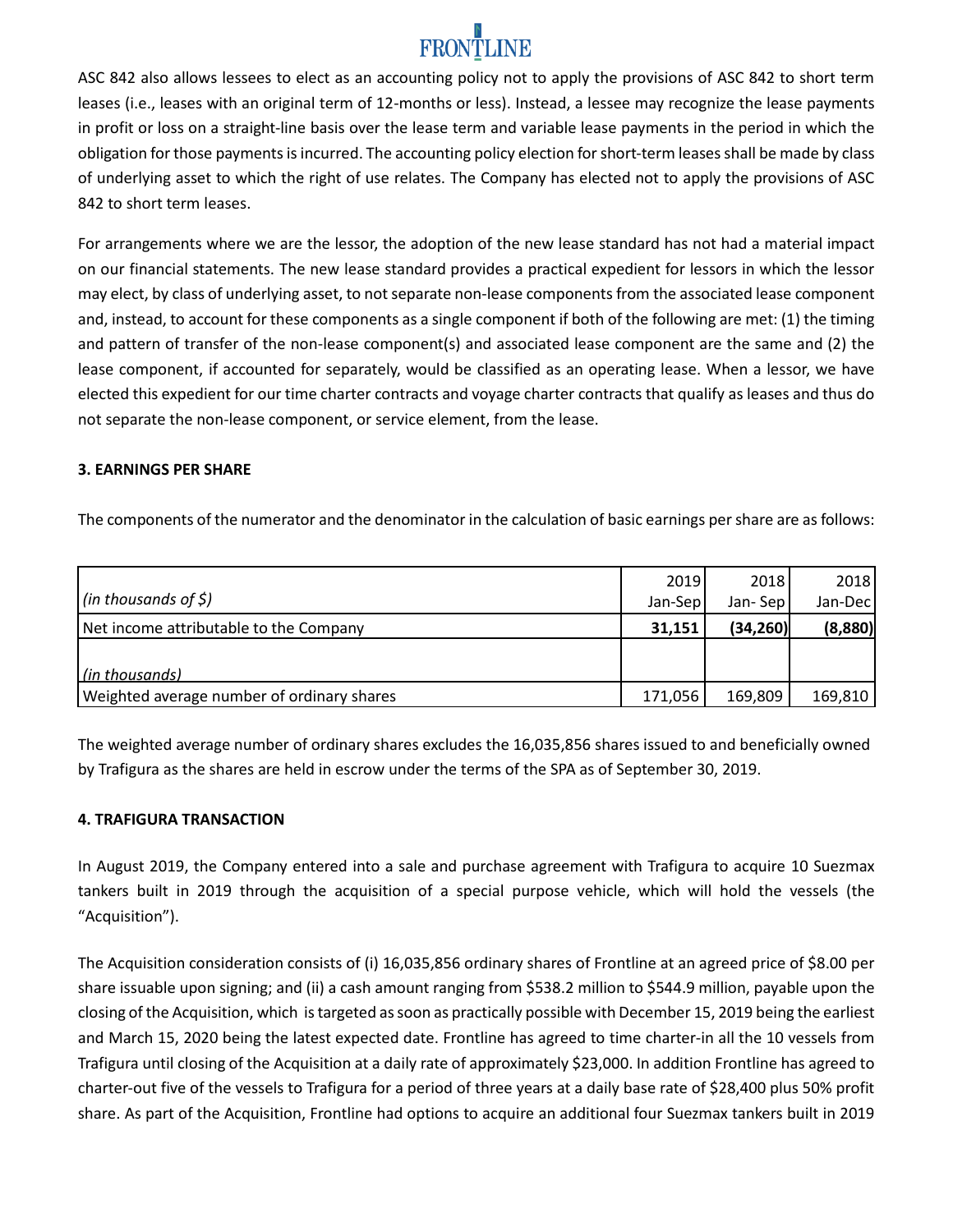ASC 842 also allows lessees to elect as an accounting policy not to apply the provisions of ASC 842 to short term leases (i.e., leases with an original term of 12-months or less). Instead, a lessee may recognize the lease payments in profit or loss on a straight-line basis over the lease term and variable lease payments in the period in which the obligation for those payments is incurred. The accounting policy election for short-term leases shall be made by class of underlying asset to which the right of use relates. The Company has elected not to apply the provisions of ASC 842 to short term leases.

For arrangements where we are the lessor, the adoption of the new lease standard has not had a material impact on our financial statements. The new lease standard provides a practical expedient for lessors in which the lessor may elect, by class of underlying asset, to not separate non-lease components from the associated lease component and, instead, to account for these components as a single component if both of the following are met: (1) the timing and pattern of transfer of the non-lease component(s) and associated lease component are the same and (2) the lease component, if accounted for separately, would be classified as an operating lease. When a lessor, we have elected this expedient for our time charter contracts and voyage charter contracts that qualify as leases and thus do not separate the non-lease component, or service element, from the lease.

**3. EARNINGS PER SHARE**

The components of the numerator and the denominator in the calculation of basic earnings per share are as follows:

| *(in thousands of $)* | 2019 Jan-Sep | 2018 Jan- Sep | 2018 Jan-Dec |
|---|---|---|---|
| Net income attributable to the Company | **31,151** | **(34,260)** | **(8,880)** |
| *(in thousands)* | | | |
| Weighted average number of ordinary shares | 171,056 | 169,809 | 169,810 |

The weighted average number of ordinary shares excludes the 16,035,856 shares issued to and beneficially owned by Trafigura as the shares are held in escrow under the terms of the SPA as of September 30, 2019.

**4. TRAFIGURA TRANSACTION**

In August 2019, the Company entered into a sale and purchase agreement with Trafigura to acquire 10 Suezmax tankers built in 2019 through the acquisition of a special purpose vehicle, which will hold the vessels (the "Acquisition").

The Acquisition consideration consists of (i) 16,035,856 ordinary shares of Frontline at an agreed price of $8.00 per share issuable upon signing; and (ii) a cash amount ranging from $538.2 million to $544.9 million, payable upon the closing of the Acquisition, which is targeted as soon as practically possible with December 15, 2019 being the earliest and March 15, 2020 being the latest expected date. Frontline has agreed to time charter-in all the 10 vessels from Trafigura until closing of the Acquisition at a daily rate of approximately $23,000. In addition Frontline has agreed to charter-out five of the vessels to Trafigura for a period of three years at a daily base rate of $28,400 plus 50% profit share. As part of the Acquisition, Frontline had options to acquire an additional four Suezmax tankers built in 2019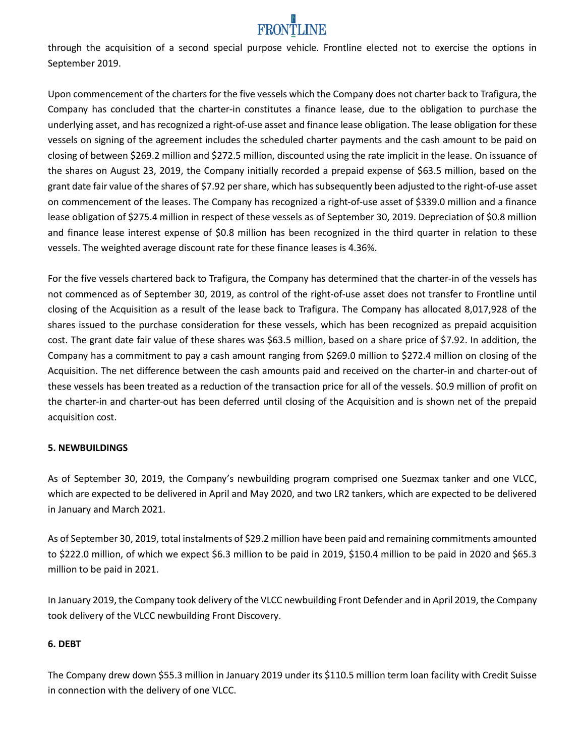through the acquisition of a second special purpose vehicle. Frontline elected not to exercise the options in September 2019.

Upon commencement of the charters for the five vessels which the Company does not charter back to Trafigura, the Company has concluded that the charter-in constitutes a finance lease, due to the obligation to purchase the underlying asset, and has recognized a right-of-use asset and finance lease obligation. The lease obligation for these vessels on signing of the agreement includes the scheduled charter payments and the cash amount to be paid on closing of between $269.2 million and $272.5 million, discounted using the rate implicit in the lease. On issuance of the shares on August 23, 2019, the Company initially recorded a prepaid expense of $63.5 million, based on the grant date fair value of the shares of $7.92 per share, which has subsequently been adjusted to the right-of-use asset on commencement of the leases. The Company has recognized a right-of-use asset of $339.0 million and a finance lease obligation of $275.4 million in respect of these vessels as of September 30, 2019. Depreciation of $0.8 million and finance lease interest expense of $0.8 million has been recognized in the third quarter in relation to these vessels. The weighted average discount rate for these finance leases is 4.36%.

For the five vessels chartered back to Trafigura, the Company has determined that the charter-in of the vessels has not commenced as of September 30, 2019, as control of the right-of-use asset does not transfer to Frontline until closing of the Acquisition as a result of the lease back to Trafigura. The Company has allocated 8,017,928 of the shares issued to the purchase consideration for these vessels, which has been recognized as prepaid acquisition cost. The grant date fair value of these shares was $63.5 million, based on a share price of $7.92. In addition, the Company has a commitment to pay a cash amount ranging from $269.0 million to $272.4 million on closing of the Acquisition. The net difference between the cash amounts paid and received on the charter-in and charter-out of these vessels has been treated as a reduction of the transaction price for all of the vessels. $0.9 million of profit on the charter-in and charter-out has been deferred until closing of the Acquisition and is shown net of the prepaid acquisition cost.

**5. NEWBUILDINGS**

As of September 30, 2019, the Company's newbuilding program comprised one Suezmax tanker and one VLCC, which are expected to be delivered in April and May 2020, and two LR2 tankers, which are expected to be delivered in January and March 2021.

As of September 30, 2019, total instalments of $29.2 million have been paid and remaining commitments amounted to $222.0 million, of which we expect $6.3 million to be paid in 2019, $150.4 million to be paid in 2020 and $65.3 million to be paid in 2021.

In January 2019, the Company took delivery of the VLCC newbuilding Front Defender and in April 2019, the Company took delivery of the VLCC newbuilding Front Discovery.

**6. DEBT**

The Company drew down $55.3 million in January 2019 under its $110.5 million term loan facility with Credit Suisse in connection with the delivery of one VLCC.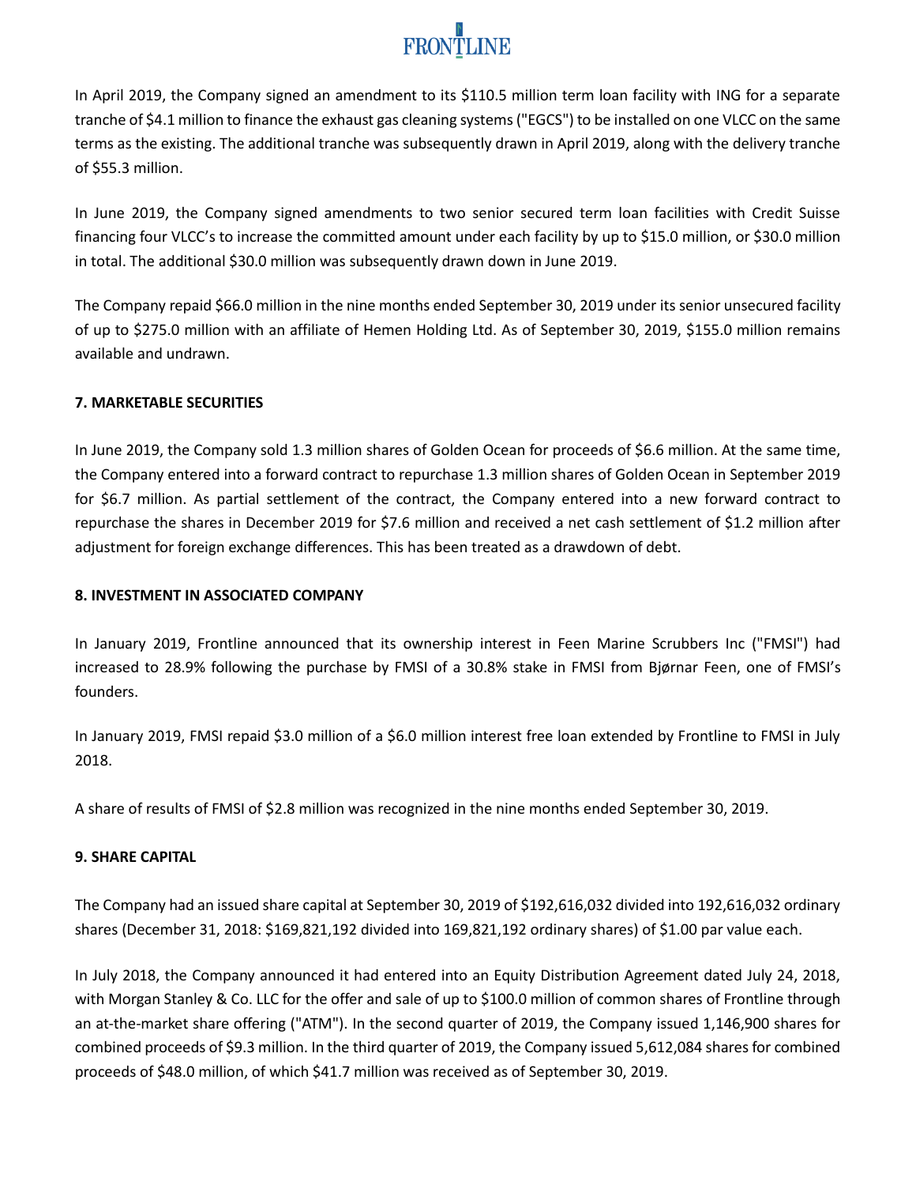In April 2019, the Company signed an amendment to its $110.5 million term loan facility with ING for a separate tranche of $4.1 million to finance the exhaust gas cleaning systems ("EGCS") to be installed on one VLCC on the same terms as the existing. The additional tranche was subsequently drawn in April 2019, along with the delivery tranche of $55.3 million.

In June 2019, the Company signed amendments to two senior secured term loan facilities with Credit Suisse financing four VLCC's to increase the committed amount under each facility by up to $15.0 million, or $30.0 million in total. The additional $30.0 million was subsequently drawn down in June 2019.

The Company repaid $66.0 million in the nine months ended September 30, 2019 under its senior unsecured facility of up to $275.0 million with an affiliate of Hemen Holding Ltd. As of September 30, 2019, $155.0 million remains available and undrawn.

**7. MARKETABLE SECURITIES**

In June 2019, the Company sold 1.3 million shares of Golden Ocean for proceeds of $6.6 million. At the same time, the Company entered into a forward contract to repurchase 1.3 million shares of Golden Ocean in September 2019 for $6.7 million. As partial settlement of the contract, the Company entered into a new forward contract to repurchase the shares in December 2019 for $7.6 million and received a net cash settlement of $1.2 million after adjustment for foreign exchange differences. This has been treated as a drawdown of debt.

**8. INVESTMENT IN ASSOCIATED COMPANY**

In January 2019, Frontline announced that its ownership interest in Feen Marine Scrubbers Inc ("FMSI") had increased to 28.9% following the purchase by FMSI of a 30.8% stake in FMSI from Bjørnar Feen, one of FMSI's founders.

In January 2019, FMSI repaid $3.0 million of a $6.0 million interest free loan extended by Frontline to FMSI in July 2018.

A share of results of FMSI of $2.8 million was recognized in the nine months ended September 30, 2019.

**9. SHARE CAPITAL**

The Company had an issued share capital at September 30, 2019 of $192,616,032 divided into 192,616,032 ordinary shares (December 31, 2018: $169,821,192 divided into 169,821,192 ordinary shares) of $1.00 par value each.

In July 2018, the Company announced it had entered into an Equity Distribution Agreement dated July 24, 2018, with Morgan Stanley & Co. LLC for the offer and sale of up to $100.0 million of common shares of Frontline through an at-the-market share offering ("ATM"). In the second quarter of 2019, the Company issued 1,146,900 shares for combined proceeds of $9.3 million. In the third quarter of 2019, the Company issued 5,612,084 shares for combined proceeds of $48.0 million, of which $41.7 million was received as of September 30, 2019.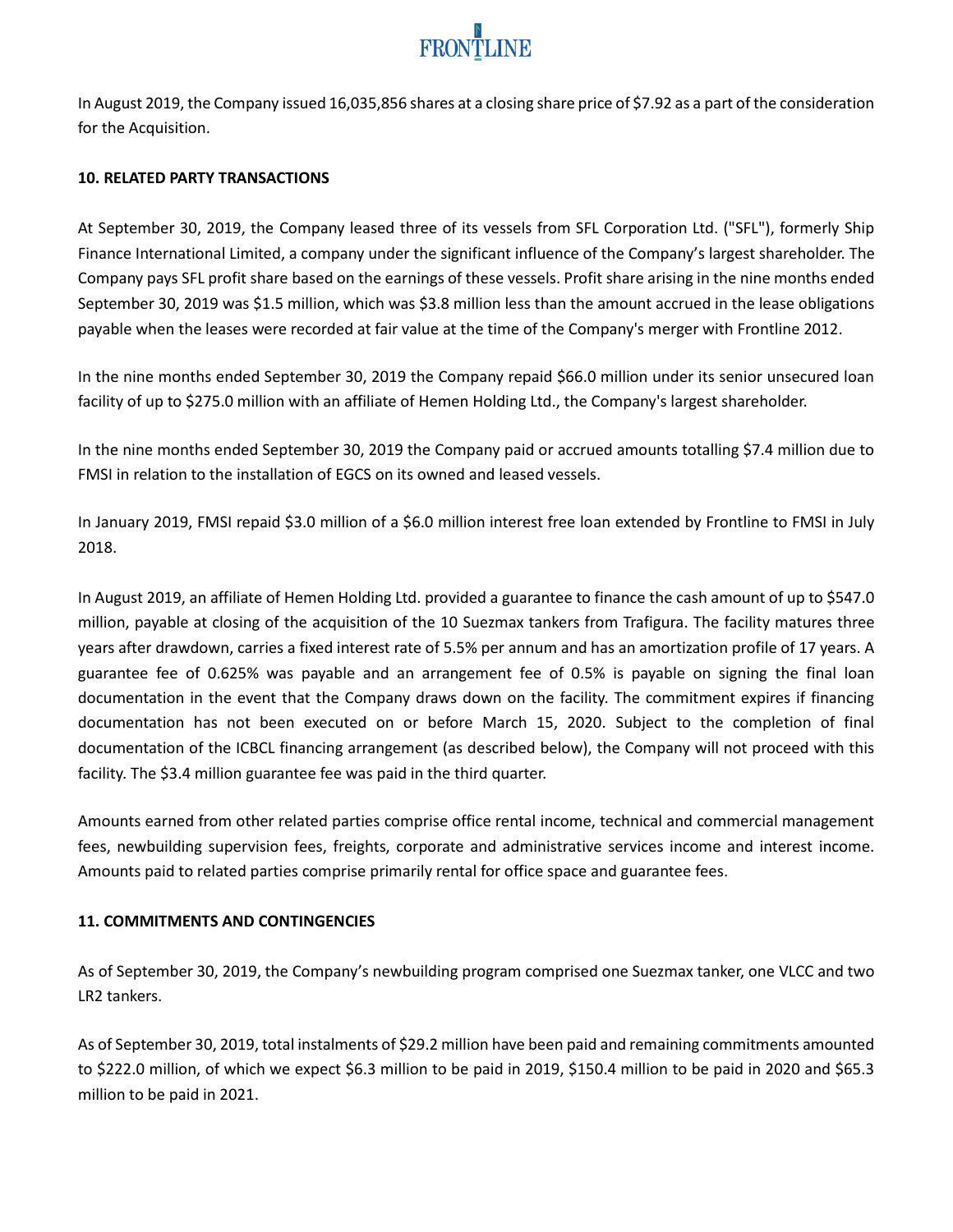In August 2019, the Company issued 16,035,856 shares at a closing share price of $7.92 as a part of the consideration for the Acquisition.

**10. RELATED PARTY TRANSACTIONS**

At September 30, 2019, the Company leased three of its vessels from SFL Corporation Ltd. ("SFL"), formerly Ship Finance International Limited, a company under the significant influence of the Company's largest shareholder. The Company pays SFL profit share based on the earnings of these vessels. Profit share arising in the nine months ended September 30, 2019 was $1.5 million, which was $3.8 million less than the amount accrued in the lease obligations payable when the leases were recorded at fair value at the time of the Company's merger with Frontline 2012.

In the nine months ended September 30, 2019 the Company repaid $66.0 million under its senior unsecured loan facility of up to $275.0 million with an affiliate of Hemen Holding Ltd., the Company's largest shareholder.

In the nine months ended September 30, 2019 the Company paid or accrued amounts totalling $7.4 million due to FMSI in relation to the installation of EGCS on its owned and leased vessels.

In January 2019, FMSI repaid $3.0 million of a $6.0 million interest free loan extended by Frontline to FMSI in July 2018.

In August 2019, an affiliate of Hemen Holding Ltd. provided a guarantee to finance the cash amount of up to $547.0 million, payable at closing of the acquisition of the 10 Suezmax tankers from Trafigura. The facility matures three years after drawdown, carries a fixed interest rate of 5.5% per annum and has an amortization profile of 17 years. A guarantee fee of 0.625% was payable and an arrangement fee of 0.5% is payable on signing the final loan documentation in the event that the Company draws down on the facility. The commitment expires if financing documentation has not been executed on or before March 15, 2020. Subject to the completion of final documentation of the ICBCL financing arrangement (as described below), the Company will not proceed with this facility. The $3.4 million guarantee fee was paid in the third quarter.

Amounts earned from other related parties comprise office rental income, technical and commercial management fees, newbuilding supervision fees, freights, corporate and administrative services income and interest income. Amounts paid to related parties comprise primarily rental for office space and guarantee fees.

**11. COMMITMENTS AND CONTINGENCIES**

As of September 30, 2019, the Company's newbuilding program comprised one Suezmax tanker, one VLCC and two LR2 tankers.

As of September 30, 2019, total instalments of $29.2 million have been paid and remaining commitments amounted to $222.0 million, of which we expect $6.3 million to be paid in 2019, $150.4 million to be paid in 2020 and $65.3 million to be paid in 2021.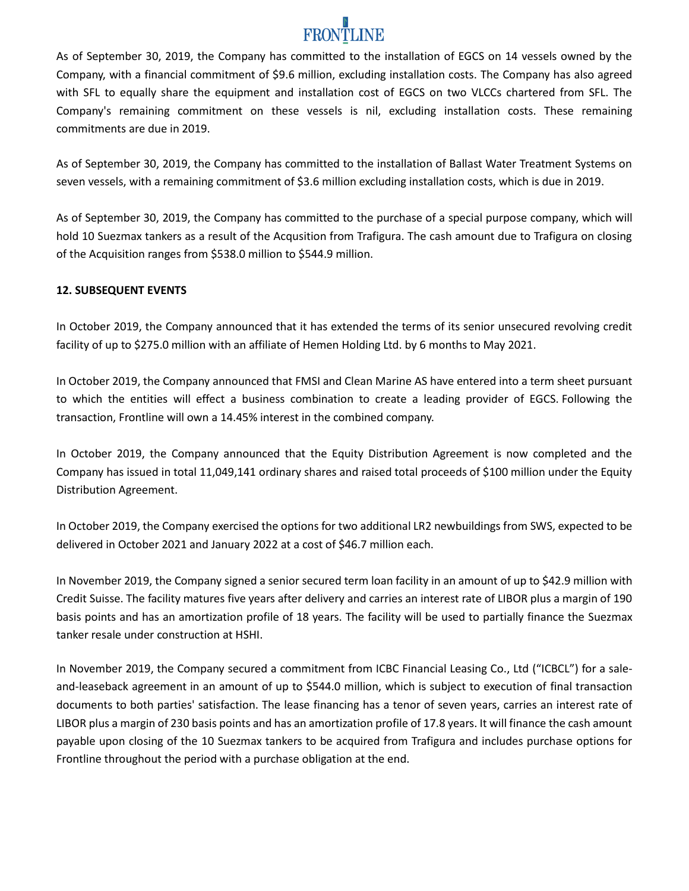As of September 30, 2019, the Company has committed to the installation of EGCS on 14 vessels owned by the Company, with a financial commitment of $9.6 million, excluding installation costs. The Company has also agreed with SFL to equally share the equipment and installation cost of EGCS on two VLCCs chartered from SFL. The Company's remaining commitment on these vessels is nil, excluding installation costs. These remaining commitments are due in 2019.

As of September 30, 2019, the Company has committed to the installation of Ballast Water Treatment Systems on seven vessels, with a remaining commitment of $3.6 million excluding installation costs, which is due in 2019.

As of September 30, 2019, the Company has committed to the purchase of a special purpose company, which will hold 10 Suezmax tankers as a result of the Acqusition from Trafigura. The cash amount due to Trafigura on closing of the Acquisition ranges from $538.0 million to $544.9 million.

**12. SUBSEQUENT EVENTS**

In October 2019, the Company announced that it has extended the terms of its senior unsecured revolving credit facility of up to $275.0 million with an affiliate of Hemen Holding Ltd. by 6 months to May 2021.

In October 2019, the Company announced that FMSI and Clean Marine AS have entered into a term sheet pursuant to which the entities will effect a business combination to create a leading provider of EGCS. Following the transaction, Frontline will own a 14.45% interest in the combined company.

In October 2019, the Company announced that the Equity Distribution Agreement is now completed and the Company has issued in total 11,049,141 ordinary shares and raised total proceeds of $100 million under the Equity Distribution Agreement.

In October 2019, the Company exercised the options for two additional LR2 newbuildings from SWS, expected to be delivered in October 2021 and January 2022 at a cost of $46.7 million each.

In November 2019, the Company signed a senior secured term loan facility in an amount of up to $42.9 million with Credit Suisse. The facility matures five years after delivery and carries an interest rate of LIBOR plus a margin of 190 basis points and has an amortization profile of 18 years. The facility will be used to partially finance the Suezmax tanker resale under construction at HSHI.

In November 2019, the Company secured a commitment from ICBC Financial Leasing Co., Ltd ("ICBCL") for a sale-and-leaseback agreement in an amount of up to $544.0 million, which is subject to execution of final transaction documents to both parties' satisfaction. The lease financing has a tenor of seven years, carries an interest rate of LIBOR plus a margin of 230 basis points and has an amortization profile of 17.8 years. It will finance the cash amount payable upon closing of the 10 Suezmax tankers to be acquired from Trafigura and includes purchase options for Frontline throughout the period with a purchase obligation at the end.